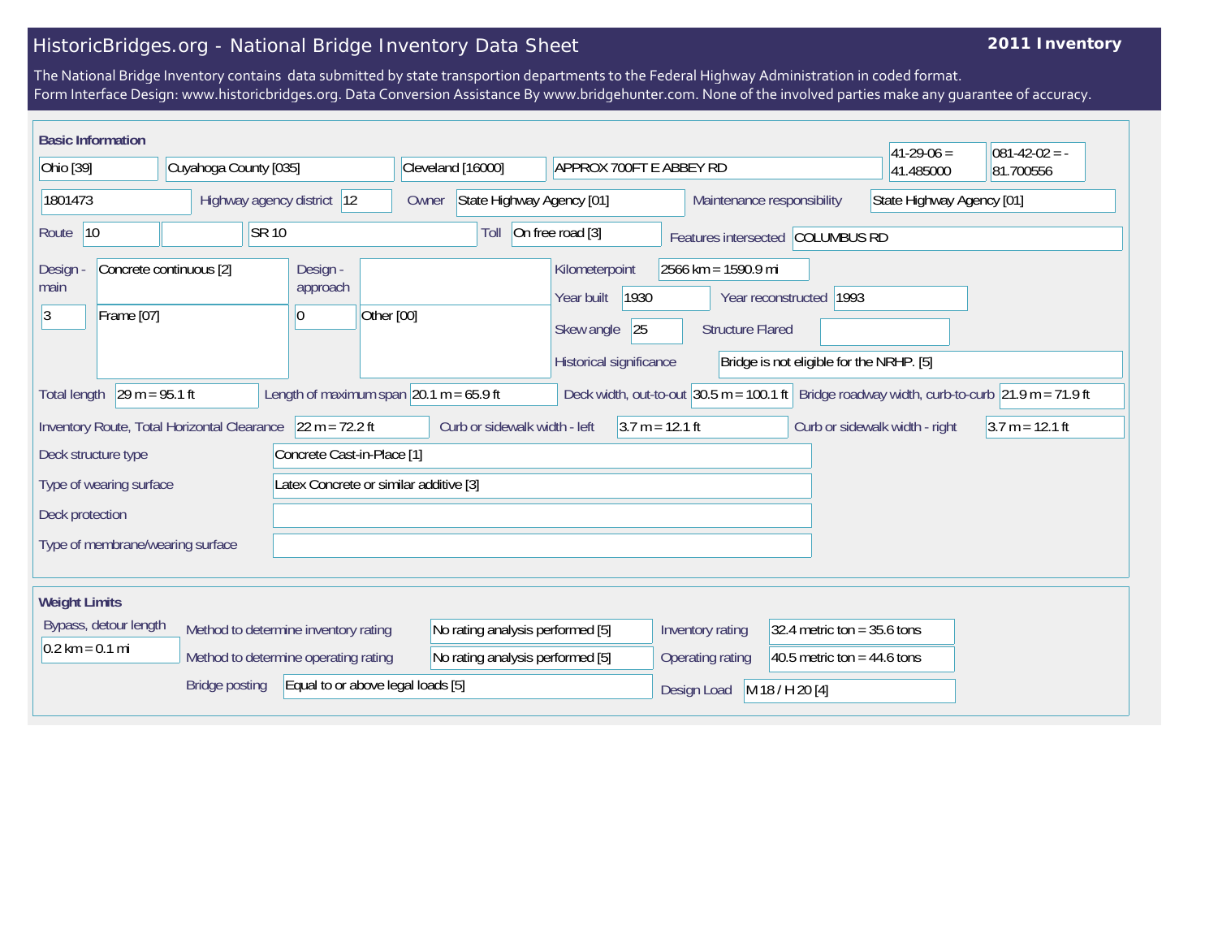# HistoricBridges.org - National Bridge Inventory Data Sheet

**2011 Inventory**

The National Bridge Inventory contains data submitted by state transportion departments to the Federal Highway Administration in coded format.
Form Interface Design: www.historicbridges.org. Data Conversion Assistance By www.bridgehunter.com. None of the involved parties make any guarantee of accuracy.

## Basic Information

| | |
|---|---|
| State | Ohio [39] |
| County | Cuyahoga County [035] |
| Place | Cleveland [16000] |
| Location | APPROX 700FT E ABBEY RD |
| Latitude | 41-29-06 = 41.485000 |
| Longitude | 081-42-02 = -81.700556 |
| Structure number | 1801473 |
| Highway agency district | 12 |
| Owner | State Highway Agency [01] |
| Maintenance responsibility | State Highway Agency [01] |
| Route | 10 |
| Route name | SR 10 |
| Toll | On free road [3] |
| Features intersected | COLUMBUS RD |
| Design - main | Concrete continuous [2] |
| Design - main (number of spans) | 3 |
| Design - main (type) | Frame [07] |
| Design - approach | |
| Design - approach (number of spans) | 0 |
| Design - approach (type) | Other [00] |
| Kilometerpoint | 2566 km = 1590.9 mi |
| Year built | 1930 |
| Year reconstructed | 1993 |
| Skew angle | 25 |
| Structure Flared | |
| Historical significance | Bridge is not eligible for the NRHP. [5] |
| Total length | 29 m = 95.1 ft |
| Length of maximum span | 20.1 m = 65.9 ft |
| Deck width, out-to-out | 30.5 m = 100.1 ft |
| Bridge roadway width, curb-to-curb | 21.9 m = 71.9 ft |
| Inventory Route, Total Horizontal Clearance | 22 m = 72.2 ft |
| Curb or sidewalk width - left | 3.7 m = 12.1 ft |
| Curb or sidewalk width - right | 3.7 m = 12.1 ft |
| Deck structure type | Concrete Cast-in-Place [1] |
| Type of wearing surface | Latex Concrete or similar additive [3] |
| Deck protection | |
| Type of membrane/wearing surface | |

## Weight Limits

| | |
|---|---|
| Bypass, detour length | 0.2 km = 0.1 mi |
| Method to determine inventory rating | No rating analysis performed [5] |
| Method to determine operating rating | No rating analysis performed [5] |
| Bridge posting | Equal to or above legal loads [5] |
| Inventory rating | 32.4 metric ton = 35.6 tons |
| Operating rating | 40.5 metric ton = 44.6 tons |
| Design Load | M 18 / H 20 [4] |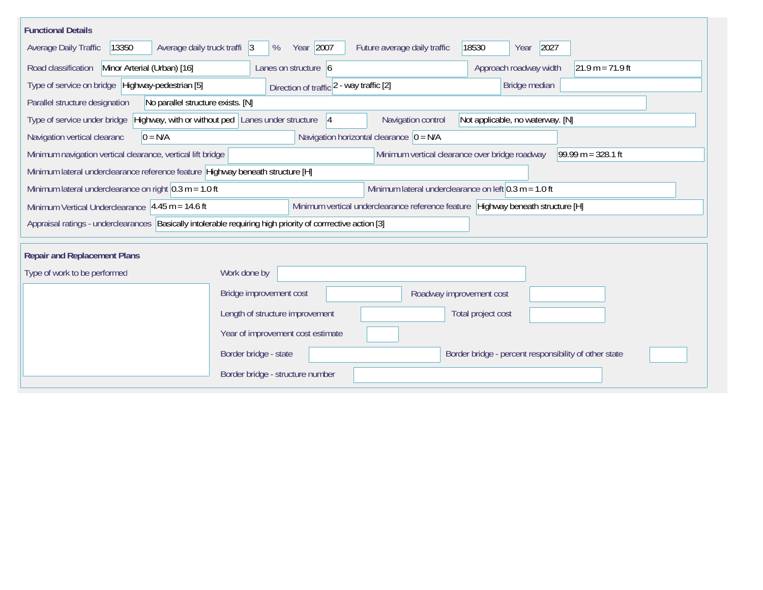## Functional Details

| Field | Value |
|---|---|
| Average Daily Traffic | 13350 |
| Average daily truck traffi | 3 % |
| Year | 2007 |
| Future average daily traffic | 18530 |
| Year | 2027 |
| Road classification | Minor Arterial (Urban) [16] |
| Lanes on structure | 6 |
| Approach roadway width | 21.9 m = 71.9 ft |
| Type of service on bridge | Highway-pedestrian [5] |
| Direction of traffic | 2 - way traffic [2] |
| Bridge median | |
| Parallel structure designation | No parallel structure exists. [N] |
| Type of service under bridge | Highway, with or without ped |
| Lanes under structure | 4 |
| Navigation control | Not applicable, no waterway. [N] |
| Navigation vertical clearanc | 0 = N/A |
| Navigation horizontal clearance | 0 = N/A |
| Minimum navigation vertical clearance, vertical lift bridge | |
| Minimum vertical clearance over bridge roadway | 99.99 m = 328.1 ft |
| Minimum lateral underclearance reference feature | Highway beneath structure [H] |
| Minimum lateral underclearance on right | 0.3 m = 1.0 ft |
| Minimum lateral underclearance on left | 0.3 m = 1.0 ft |
| Minimum Vertical Underclearance | 4.45 m = 14.6 ft |
| Minimum vertical underclearance reference feature | Highway beneath structure [H] |
| Appraisal ratings - underclearances | Basically intolerable requiring high priority of corrrective action [3] |

## Repair and Replacement Plans

| Field | Value |
|---|---|
| Type of work to be performed | |
| Work done by | |
| Bridge improvement cost | |
| Roadway improvement cost | |
| Length of structure improvement | |
| Total project cost | |
| Year of improvement cost estimate | |
| Border bridge - state | |
| Border bridge - percent responsibility of other state | |
| Border bridge - structure number | |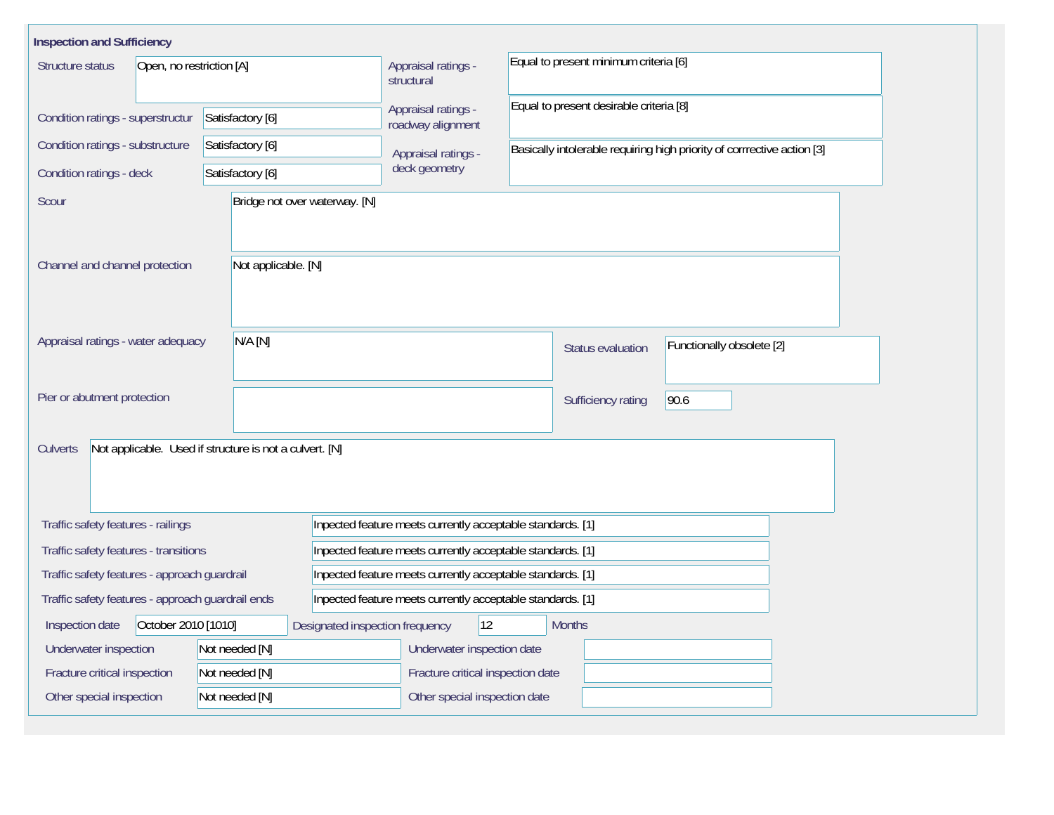## Inspection and Sufficiency

| Field | Value |
| --- | --- |
| Structure status | Open, no restriction [A] |
| Condition ratings - superstructur | Satisfactory [6] |
| Condition ratings - substructure | Satisfactory [6] |
| Condition ratings - deck | Satisfactory [6] |
| Appraisal ratings - structural | Equal to present minimum criteria [6] |
| Appraisal ratings - roadway alignment | Equal to present desirable criteria [8] |
| Appraisal ratings - deck geometry | Basically intolerable requiring high priority of corrrective action [3] |
| Scour | Bridge not over waterway. [N] |
| Channel and channel protection | Not applicable. [N] |
| Appraisal ratings - water adequacy | N/A [N] |
| Status evaluation | Functionally obsolete [2] |
| Pier or abutment protection | |
| Sufficiency rating | 90.6 |
| Culverts | Not applicable. Used if structure is not a culvert. [N] |
| Traffic safety features - railings | Inpected feature meets currently acceptable standards. [1] |
| Traffic safety features - transitions | Inpected feature meets currently acceptable standards. [1] |
| Traffic safety features - approach guardrail | Inpected feature meets currently acceptable standards. [1] |
| Traffic safety features - approach guardrail ends | Inpected feature meets currently acceptable standards. [1] |
| Inspection date | October 2010 [1010] |
| Designated inspection frequency | 12 Months |
| Underwater inspection | Not needed [N] |
| Underwater inspection date | |
| Fracture critical inspection | Not needed [N] |
| Fracture critical inspection date | |
| Other special inspection | Not needed [N] |
| Other special inspection date | |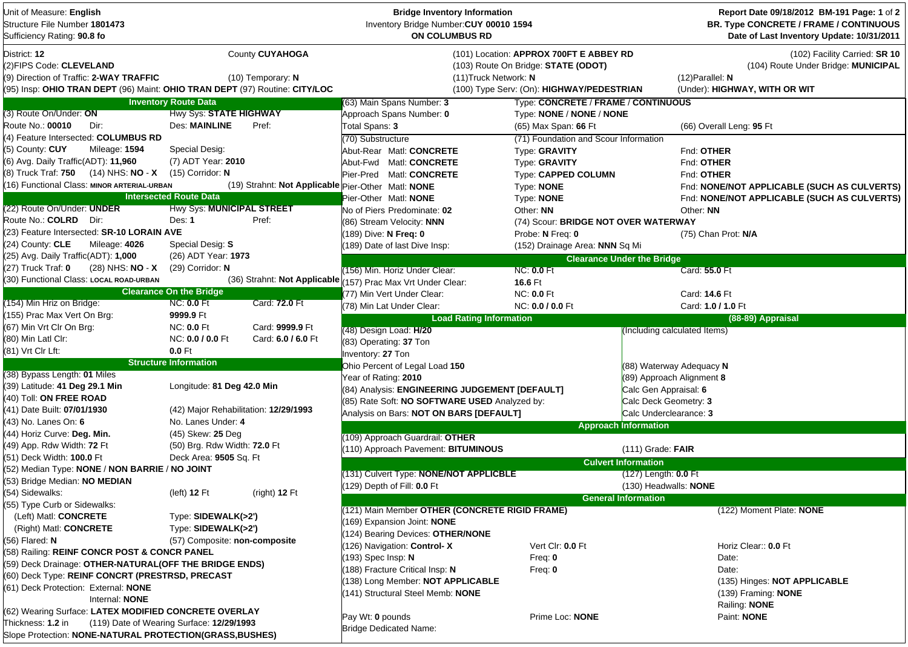Unit of Measure: **English**
Structure File Number **1801473**
Sufficiency Rating: **90.8 fo**

**Bridge Inventory Information**
Inventory Bridge Number:**CUY 00010 1594**
**ON COLUMBUS RD**

**Report Date 09/18/2012 BM-191 Page: 1 of 2**
**BR. Type CONCRETE / FRAME / CONTINUOUS**
**Date of Last Inventory Update: 10/31/2011**

District: **12** County **CUYAHOGA**
(2)FIPS Code: **CLEVELAND**
(9) Direction of Traffic: **2-WAY TRAFFIC** (10) Temporary: **N**
(95) Insp: **OHIO TRAN DEPT** (96) Maint: **OHIO TRAN DEPT** (97) Routine: **CITY/LOC**

(101) Location: **APPROX 700FT E ABBEY RD** (102) Facility Carried: **SR 10**
(103) Route On Bridge: **STATE (ODOT)** (104) Route Under Bridge: **MUNICIPAL**
(11)Truck Network: **N** (12)Parallel: **N**
(100) Type Serv: (On): **HIGHWAY/PEDESTRIAN** (Under): **HIGHWAY, WITH OR WIT**

## Inventory Route Data

(3) Route On/Under: **ON** Hwy Sys: **STATE HIGHWAY**
Route No.: **00010** Dir: Des: **MAINLINE** Pref:
(4) Feature Intersected: **COLUMBUS RD**
(5) County: **CUY** Mileage: **1594** Special Desig:
(6) Avg. Daily Traffic(ADT): **11,960** (7) ADT Year: **2010**
(8) Truck Traf: **750** (14) NHS: **NO - X** (15) Corridor: **N**
(16) Functional Class: **MINOR ARTERIAL-URBAN** (19) Strahnt: **Not Applicable**

## Intersected Route Data

(22) Route On/Under: **UNDER** Hwy Sys: **MUNICIPAL STREET**
Route No.: **COLRD** Dir: Des: **1** Pref:
(23) Feature Intersected: **SR-10 LORAIN AVE**
(24) County: **CLE** Mileage: **4026** Special Desig: **S**
(25) Avg. Daily Traffic(ADT): **1,000** (26) ADT Year: **1973**
(27) Truck Traf: **0** (28) NHS: **NO - X** (29) Corridor: **N**
(30) Functional Class: **LOCAL ROAD-URBAN** (36) Strahnt: **Not Applicable**

## Clearance On the Bridge

| | | |
|---|---|---|
| (154) Min Hriz on Bridge: | NC: **0.0** Ft | Card: **72.0** Ft |
| (155) Prac Max Vert On Brg: | **9999.9** Ft | |
| (67) Min Vrt Clr On Brg: | NC: **0.0** Ft | Card: **9999.9** Ft |
| (80) Min Latl Clr: | NC: **0.0 / 0.0** Ft | Card: **6.0 / 6.0** Ft |
| (81) Vrt Clr Lft: | **0.0** Ft | |

## Structure Information

(38) Bypass Length: **01** Miles
(39) Latitude: **41 Deg 29.1 Min** Longitude: **81 Deg 42.0 Min**
(40) Toll: **ON FREE ROAD**
(41) Date Built: **07/01/1930** (42) Major Rehabilitation: **12/29/1993**
(43) No. Lanes On: **6** No. Lanes Under: **4**
(44) Horiz Curve: **Deg. Min.** (45) Skew: **25** Deg
(49) App. Rdw Width: **72** Ft (50) Brg. Rdw Width: **72.0** Ft
(51) Deck Width: **100.0** Ft Deck Area: **9505** Sq. Ft
(52) Median Type: **NONE / NON BARRIE / NO JOINT**
(53) Bridge Median: **NO MEDIAN**
(54) Sidewalks: (left) **12** Ft (right) **12** Ft
(55) Type Curb or Sidewalks:
(Left) Matl: **CONCRETE** Type: **SIDEWALK(>2')**
(Right) Matl: **CONCRETE** Type: **SIDEWALK(>2')**
(56) Flared: **N** (57) Composite: **non-composite**
(58) Railing: **REINF CONCR POST & CONCR PANEL**
(59) Deck Drainage: **OTHER-NATURAL(OFF THE BRIDGE ENDS)**
(60) Deck Type: **REINF CONCRT (PRESTRSD, PRECAST**
(61) Deck Protection: External: **NONE**
Internal: **NONE**
(62) Wearing Surface: **LATEX MODIFIED CONCRETE OVERLAY**
Thickness: **1.2** in (119) Date of Wearing Surface: **12/29/1993**
Slope Protection: **NONE-NATURAL PROTECTION(GRASS,BUSHES)**

(63) Main Spans Number: **3** Type: **CONCRETE / FRAME / CONTINUOUS**
Approach Spans Number: **0** Type: **NONE / NONE / NONE**
Total Spans: **3** (65) Max Span: **66** Ft (66) Overall Leng: **95** Ft

| (70) Substructure | (71) Foundation and Scour Information | |
|---|---|---|
| Abut-Rear Matl: **CONCRETE** | Type: **GRAVITY** | Fnd: **OTHER** |
| Abut-Fwd Matl: **CONCRETE** | Type: **GRAVITY** | Fnd: **OTHER** |
| Pier-Pred Matl: **CONCRETE** | Type: **CAPPED COLUMN** | Fnd: **OTHER** |
| Pier-Other Matl: **NONE** | Type: **NONE** | Fnd: **NONE/NOT APPLICABLE (SUCH AS CULVERTS)** |
| Pier-Other Matl: **NONE** | Type: **NONE** | Fnd: **NONE/NOT APPLICABLE (SUCH AS CULVERTS)** |
| No of Piers Predominate: **02** | Other: **NN** | Other: **NN** |
| (86) Stream Velocity: **NNN** | (74) Scour: **BRIDGE NOT OVER WATERWAY** | |
| (189) Dive: **N** Freq: **0** | Probe: **N** Freq: **0** | (75) Chan Prot: **N/A** |
| (189) Date of last Dive Insp: | (152) Drainage Area: **NNN** Sq Mi | |

## Clearance Under the Bridge

| | | |
|---|---|---|
| (156) Min. Horiz Under Clear: | NC: **0.0** Ft | Card: **55.0** Ft |
| (157) Prac Max Vrt Under Clear: | **16.6** Ft | |
| (77) Min Vert Under Clear: | NC: **0.0** Ft | Card: **14.6** Ft |
| (78) Min Lat Under Clear: | NC: **0.0 / 0.0** Ft | Card: **1.0 / 1.0** Ft |

## Load Rating Information

(48) Design Load: **H/20**
(83) Operating: **37** Ton
Inventory: **27** Ton
Ohio Percent of Legal Load **150**
Year of Rating: **2010**
(84) Analysis: **ENGINEERING JUDGEMENT [DEFAULT]**
(85) Rate Soft: **NO SOFTWARE USED** Analyzed by:
Analysis on Bars: **NOT ON BARS [DEFAULT]**

## (88-89) Appraisal

(Including calculated Items)
(88) Waterway Adequacy **N**
(89) Approach Alignment **8**
Calc Gen Appraisal: **6**
Calc Deck Geometry: **3**
Calc Underclearance: **3**

## Approach Information

(109) Approach Guardrail: **OTHER**
(110) Approach Pavement: **BITUMINOUS** (111) Grade: **FAIR**

## Culvert Information

(131) Culvert Type: **NONE/NOT APPLICBLE** (127) Length: **0.0** Ft
(129) Depth of Fill: **0.0** Ft (130) Headwalls: **NONE**

## General Information

(121) Main Member **OTHER (CONCRETE RIGID FRAME)** (122) Moment Plate: **NONE**
(169) Expansion Joint: **NONE**
(124) Bearing Devices: **OTHER/NONE**

| | | |
|---|---|---|
| (126) Navigation: **Control- X** | Vert Clr: **0.0** Ft | Horiz Clear:: **0.0** Ft |
| (193) Spec Insp: **N** | Freq: **0** | Date: |
| (188) Fracture Critical Insp: **N** | Freq: **0** | Date: |
| (138) Long Member: **NOT APPLICABLE** | | (135) Hinges: **NOT APPLICABLE** |
| (141) Structural Steel Memb: **NONE** | | (139) Framing: **NONE** |
| | | Railing: **NONE** |
| Pay Wt: **0** pounds | Prime Loc: **NONE** | Paint: **NONE** |

Bridge Dedicated Name: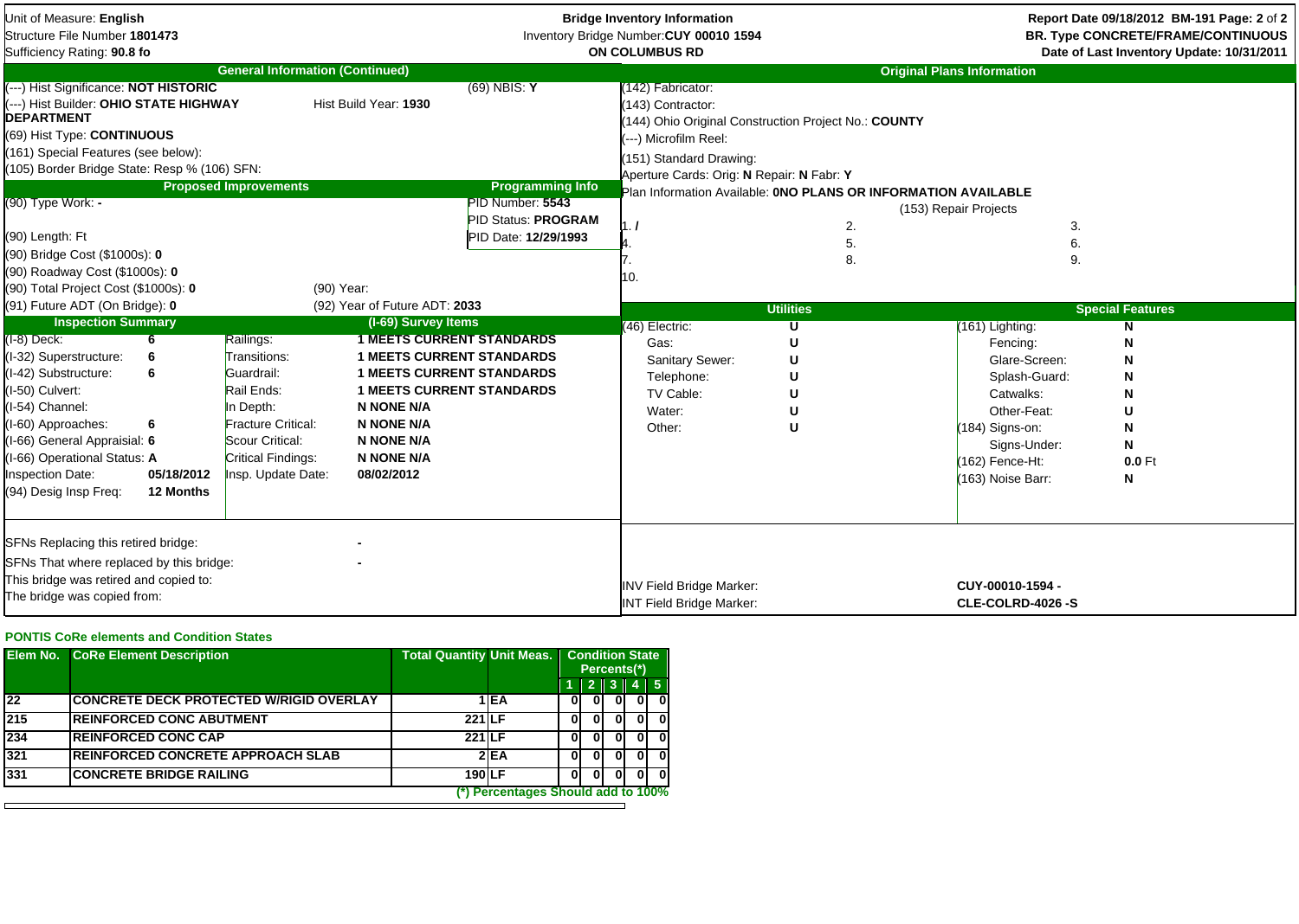Unit of Measure: **English**
Structure File Number **1801473**
Sufficiency Rating: **90.8 fo**

**Bridge Inventory Information**
Inventory Bridge Number: **CUY 00010 1594**
**ON COLUMBUS RD**

**Report Date 09/18/2012 BM-191**
**BR. Type CONCRETE/FRAME/CONTINUOUS**
**Date of Last Inventory Update: 10/31/2011**

## General Information (Continued)

(---) Hist Significance: **NOT HISTORIC**
(69) NBIS: **Y**
(---) Hist Builder: **OHIO STATE HIGHWAY DEPARTMENT**
Hist Build Year: **1930**
(69) Hist Type: **CONTINUOUS**
(161) Special Features (see below):
(105) Border Bridge State: Resp % (106) SFN:

## Proposed Improvements

(90) Type Work: **-**
(90) Length: Ft
(90) Bridge Cost ($1000s): **0**
(90) Roadway Cost ($1000s): **0**
(90) Total Project Cost ($1000s): **0**
(90) Year:
(91) Future ADT (On Bridge): **0**
(92) Year of Future ADT: **2033**

## Programming Info

PID Number: **5543**
PID Status: **PROGRAM**
PID Date: **12/29/1993**

## Inspection Summary

| | |
|---|---|
| (I-8) Deck: | **6** |
| (I-32) Superstructure: | **6** |
| (I-42) Substructure: | **6** |
| (I-50) Culvert: | |
| (I-54) Channel: | |
| (I-60) Approaches: | **6** |
| (I-66) General Appraisial: | **6** |
| (I-66) Operational Status: | **A** |
| Inspection Date: | **05/18/2012** |
| (94) Desig Insp Freq: | **12 Months** |

## (I-69) Survey Items

| | |
|---|---|
| Railings: | **1 MEETS CURRENT STANDARDS** |
| Transitions: | **1 MEETS CURRENT STANDARDS** |
| Guardrail: | **1 MEETS CURRENT STANDARDS** |
| Rail Ends: | **1 MEETS CURRENT STANDARDS** |
| In Depth: | **N NONE N/A** |
| Fracture Critical: | **N NONE N/A** |
| Scour Critical: | **N NONE N/A** |
| Critical Findings: | **N NONE N/A** |
| Insp. Update Date: | **08/02/2012** |

SFNs Replacing this retired bridge: **-**
SFNs That where replaced by this bridge: **-**
This bridge was retired and copied to:
The bridge was copied from:

## Original Plans Information

(142) Fabricator:
(143) Contractor:
(144) Ohio Original Construction Project No.: **COUNTY**
(---) Microfilm Reel:
(151) Standard Drawing:
Aperture Cards: Orig: **N** Repair: **N** Fabr: **Y**
Plan Information Available: **0NO PLANS OR INFORMATION AVAILABLE**

(153) Repair Projects

| | | |
|---|---|---|
| 1. / | 2. | 3. |
| 4. | 5. | 6. |
| 7. | 8. | 9. |
| 10. | | |

## Utilities

| | |
|---|---|
| (46) Electric: | **U** |
| Gas: | **U** |
| Sanitary Sewer: | **U** |
| Telephone: | **U** |
| TV Cable: | **U** |
| Water: | **U** |
| Other: | **U** |

## Special Features

| | |
|---|---|
| (161) Lighting: | **N** |
| Fencing: | **N** |
| Glare-Screen: | **N** |
| Splash-Guard: | **N** |
| Catwalks: | **N** |
| Other-Feat: | **U** |
| (184) Signs-on: | **N** |
| Signs-Under: | **N** |
| (162) Fence-Ht: | **0.0** Ft |
| (163) Noise Barr: | **N** |

INV Field Bridge Marker: **CUY-00010-1594 -**
INT Field Bridge Marker: **CLE-COLRD-4026 -S**

## PONTIS CoRe elements and Condition States

| Elem No. | CoRe Element Description | Total Quantity | Unit Meas. | Condition State Percents(*) 1 | 2 | 3 | 4 | 5 |
|---|---|---|---|---|---|---|---|---|
| 22 | CONCRETE DECK PROTECTED W/RIGID OVERLAY | 1 | EA | 0 | 0 | 0 | 0 | 0 |
| 215 | REINFORCED CONC ABUTMENT | 221 | LF | 0 | 0 | 0 | 0 | 0 |
| 234 | REINFORCED CONC CAP | 221 | LF | 0 | 0 | 0 | 0 | 0 |
| 321 | REINFORCED CONCRETE APPROACH SLAB | 2 | EA | 0 | 0 | 0 | 0 | 0 |
| 331 | CONCRETE BRIDGE RAILING | 190 | LF | 0 | 0 | 0 | 0 | 0 |

(*) Percentages Should add to 100%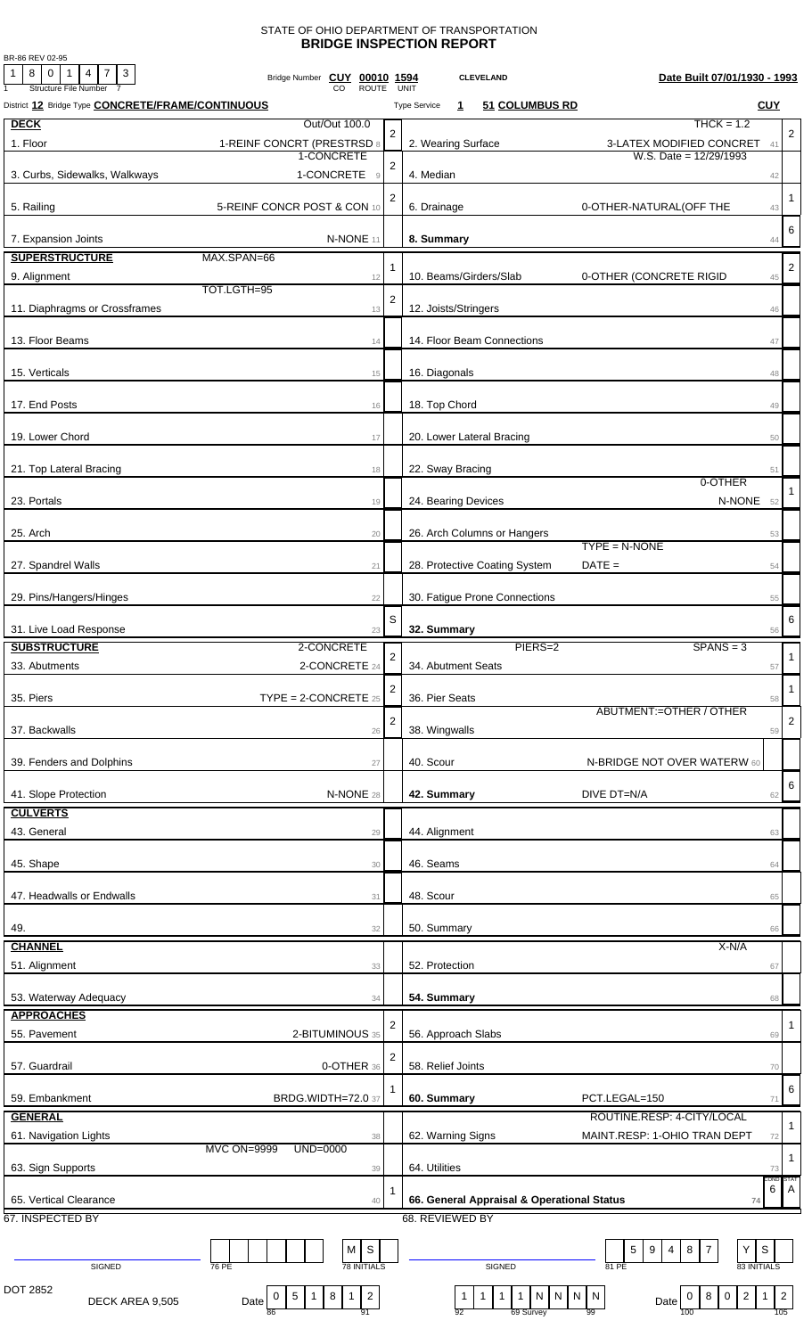STATE OF OHIO DEPARTMENT OF TRANSPORTATION

# BRIDGE INSPECTION REPORT

BR-86 REV 02-95

| Structure File Number | Bridge Number | | | | Date Built |
|---|---|---|---|---|---|
| 1 8 0 1 4 7 3 | CUY 00010 1594 (CO ROUTE UNIT) | CLEVELAND | | | 07/01/1930 - 1993 |

District **12** Bridge Type **CONCRETE/FRAME/CONTINUOUS** — Type Service **1** **51 COLUMBUS RD** — **CUY**

| Item | Description | Rating | Item | Description | Rating |
|---|---|---|---|---|---|
| **DECK** | Out/Out 100.0 | | | THCK = 1.2 | |
| 1. Floor | 1-REINF CONCRT (PRESTRSD 8 | 2 | 2. Wearing Surface | 3-LATEX MODIFIED CONCRET 41 | 2 |
| 3. Curbs, Sidewalks, Walkways | 1-CONCRETE / 1-CONCRETE 9 | 2 | 4. Median | W.S. Date = 12/29/1993 42 | |
| 5. Railing | 5-REINF CONCR POST & CON 10 | 2 | 6. Drainage | 0-OTHER-NATURAL(OFF THE 43 | 1 |
| 7. Expansion Joints | N-NONE 11 | | **8. Summary** | 44 | 6 |
| **SUPERSTRUCTURE** | MAX.SPAN=66 | | | | |
| 9. Alignment | 12 | 1 | 10. Beams/Girders/Slab | 0-OTHER (CONCRETE RIGID 45 | 2 |
| 11. Diaphragms or Crossframes | TOT.LGTH=95 13 | 2 | 12. Joists/Stringers | 46 | |
| 13. Floor Beams | 14 | | 14. Floor Beam Connections | 47 | |
| 15. Verticals | 15 | | 16. Diagonals | 48 | |
| 17. End Posts | 16 | | 18. Top Chord | 49 | |
| 19. Lower Chord | 17 | | 20. Lower Lateral Bracing | 50 | |
| 21. Top Lateral Bracing | 18 | | 22. Sway Bracing | 51 | |
| 23. Portals | 19 | | 24. Bearing Devices | 0-OTHER / N-NONE 52 | 1 |
| 25. Arch | 20 | | 26. Arch Columns or Hangers | 53 | |
| 27. Spandrel Walls | 21 | | 28. Protective Coating System | TYPE = N-NONE / DATE = 54 | |
| 29. Pins/Hangers/Hinges | 22 | | 30. Fatigue Prone Connections | 55 | |
| 31. Live Load Response | 23 | S | **32. Summary** | 56 | 6 |
| **SUBSTRUCTURE** | 2-CONCRETE | | | PIERS=2 SPANS = 3 | |
| 33. Abutments | 2-CONCRETE 24 | 2 | 34. Abutment Seats | 57 | 1 |
| 35. Piers | TYPE = 2-CONCRETE 25 | 2 | 36. Pier Seats | 58 | 1 |
| 37. Backwalls | 26 | 2 | 38. Wingwalls | ABUTMENT:=OTHER / OTHER 59 | 2 |
| 39. Fenders and Dolphins | 27 | | 40. Scour | N-BRIDGE NOT OVER WATERW 60 | |
| 41. Slope Protection | N-NONE 28 | | **42. Summary** | DIVE DT=N/A 62 | 6 |
| **CULVERTS** | | | | | |
| 43. General | 29 | | 44. Alignment | 63 | |
| 45. Shape | 30 | | 46. Seams | 64 | |
| 47. Headwalls or Endwalls | 31 | | 48. Scour | 65 | |
| 49. | 32 | | 50. Summary | 66 | |
| **CHANNEL** | | | | X-N/A | |
| 51. Alignment | 33 | | 52. Protection | 67 | |
| 53. Waterway Adequacy | 34 | | **54. Summary** | 68 | |
| **APPROACHES** | | | | | |
| 55. Pavement | 2-BITUMINOUS 35 | 2 | 56. Approach Slabs | 69 | 1 |
| 57. Guardrail | 0-OTHER 36 | 2 | 58. Relief Joints | 70 | |
| 59. Embankment | BRDG.WIDTH=72.0 37 | 1 | **60. Summary** | PCT.LEGAL=150 71 | 6 |
| **GENERAL** | | | | | |
| 61. Navigation Lights | 38 | | 62. Warning Signs | ROUTINE.RESP: 4-CITY/LOCAL / MAINT.RESP: 1-OHIO TRAN DEPT 72 | 1 |
| 63. Sign Supports | MVC ON=9999 UND=0000 39 | | 64. Utilities | 73 | 1 |
| 65. Vertical Clearance | 40 | 1 | **66. General Appraisal & Operational Status** | 74 | COND 6 / STAT A |

67. INSPECTED BY — SIGNED — 76 PE — 78 INITIALS: M S

68. REVIEWED BY — SIGNED — 81 PE: 5 9 4 8 7 — 83 INITIALS: Y S

DOT 2852 — DECK AREA 9,505 — Date 0 5 1 8 1 2 (86–91)

1 1 1 1 N N N N (92 – 69 Survey – 99) — Date 0 8 0 2 1 2 (100–105)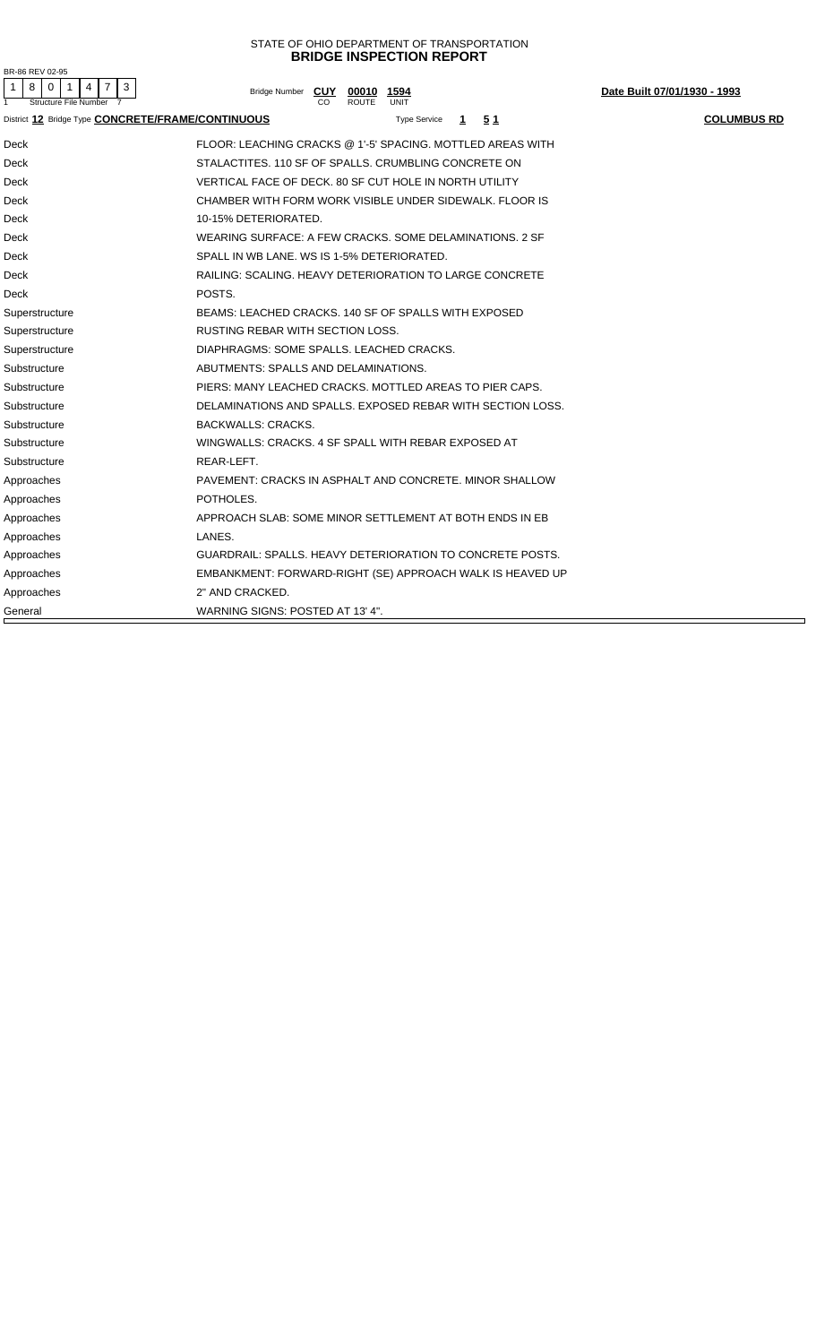STATE OF OHIO DEPARTMENT OF TRANSPORTATION
**BRIDGE INSPECTION REPORT**

BR-86 REV 02-95

| 1 | 8 | 0 | 1 | 4 | 7 | 3 |
|---|---|---|---|---|---|---|

1 Structure File Number 7

Bridge Number **CUY** **00010** **1594**
CO ROUTE UNIT

**Date Built 07/01/1930 - 1993**

District **12** Bridge Type **CONCRETE/FRAME/CONTINUOUS** Type Service **1** **5 1** **COLUMBUS RD**

| | |
|---|---|
| Deck | FLOOR: LEACHING CRACKS @ 1'-5' SPACING. MOTTLED AREAS WITH |
| Deck | STALACTITES. 110 SF OF SPALLS. CRUMBLING CONCRETE ON |
| Deck | VERTICAL FACE OF DECK. 80 SF CUT HOLE IN NORTH UTILITY |
| Deck | CHAMBER WITH FORM WORK VISIBLE UNDER SIDEWALK. FLOOR IS |
| Deck | 10-15% DETERIORATED. |
| Deck | WEARING SURFACE: A FEW CRACKS. SOME DELAMINATIONS. 2 SF |
| Deck | SPALL IN WB LANE. WS IS 1-5% DETERIORATED. |
| Deck | RAILING: SCALING. HEAVY DETERIORATION TO LARGE CONCRETE |
| Deck | POSTS. |
| Superstructure | BEAMS: LEACHED CRACKS. 140 SF OF SPALLS WITH EXPOSED |
| Superstructure | RUSTING REBAR WITH SECTION LOSS. |
| Superstructure | DIAPHRAGMS: SOME SPALLS. LEACHED CRACKS. |
| Substructure | ABUTMENTS: SPALLS AND DELAMINATIONS. |
| Substructure | PIERS: MANY LEACHED CRACKS. MOTTLED AREAS TO PIER CAPS. |
| Substructure | DELAMINATIONS AND SPALLS. EXPOSED REBAR WITH SECTION LOSS. |
| Substructure | BACKWALLS: CRACKS. |
| Substructure | WINGWALLS: CRACKS. 4 SF SPALL WITH REBAR EXPOSED AT |
| Substructure | REAR-LEFT. |
| Approaches | PAVEMENT: CRACKS IN ASPHALT AND CONCRETE. MINOR SHALLOW |
| Approaches | POTHOLES. |
| Approaches | APPROACH SLAB: SOME MINOR SETTLEMENT AT BOTH ENDS IN EB |
| Approaches | LANES. |
| Approaches | GUARDRAIL: SPALLS. HEAVY DETERIORATION TO CONCRETE POSTS. |
| Approaches | EMBANKMENT: FORWARD-RIGHT (SE) APPROACH WALK IS HEAVED UP |
| Approaches | 2" AND CRACKED. |
| General | WARNING SIGNS: POSTED AT 13' 4". |